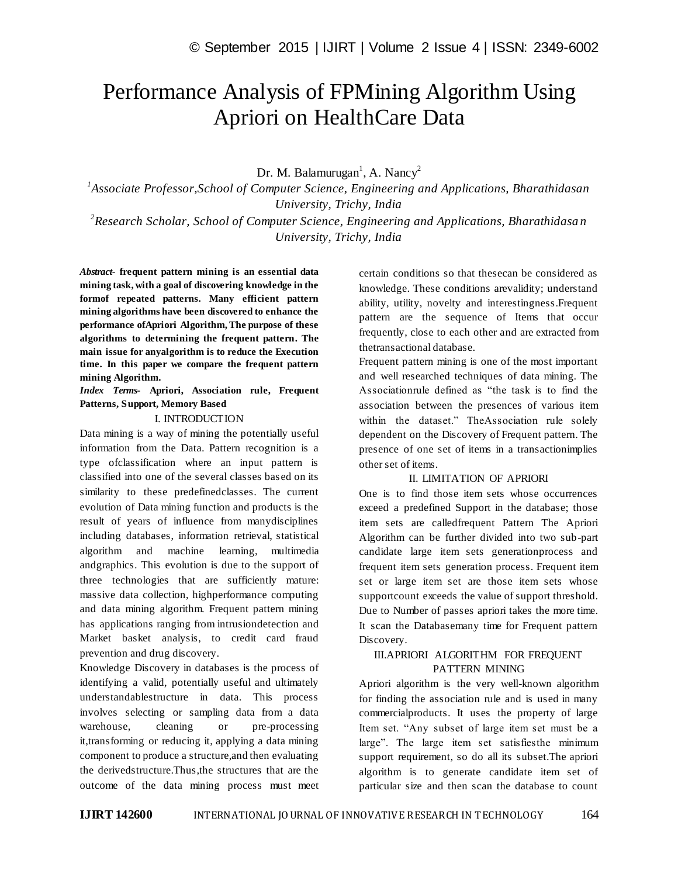# Performance Analysis of FPMining Algorithm Using Apriori on HealthCare Data

Dr. M. Balamurugan[1], A. Nancy[2]

[1]*Associate Professor,School of Computer Science, Engineering and Applications, Bharathidasan University, Trichy, India*

[2]*Research Scholar, School of Computer Science, Engineering and Applications, Bharathidasa n University, Trichy, India*

***Abstract-*** **frequent pattern mining is an essential data mining task, with a goal of discovering knowledge in the formof repeated patterns. Many efficient pattern mining algorithms have been discovered to enhance the performance ofApriori Algorithm, The purpose of these algorithms to determining the frequent pattern. The main issue for anyalgorithm is to reduce the Execution time. In this paper we compare the frequent pattern mining Algorithm.**

***Index Terms-*** **Apriori, Association rule, Frequent Patterns, Support, Memory Based**

## I. INTRODUCTION

Data mining is a way of mining the potentially useful information from the Data. Pattern recognition is a type ofclassification where an input pattern is classified into one of the several classes based on its similarity to these predefinedclasses. The current evolution of Data mining function and products is the result of years of influence from manydisciplines including databases, information retrieval, statistical algorithm and machine learning, multimedia andgraphics. This evolution is due to the support of three technologies that are sufficiently mature: massive data collection, highperformance computing and data mining algorithm. Frequent pattern mining has applications ranging from intrusiondetection and Market basket analysis, to credit card fraud prevention and drug discovery.

Knowledge Discovery in databases is the process of identifying a valid, potentially useful and ultimately understandablestructure in data. This process involves selecting or sampling data from a data warehouse, cleaning or pre-processing it,transforming or reducing it, applying a data mining component to produce a structure,and then evaluating the derivedstructure.Thus,the structures that are the outcome of the data mining process must meet certain conditions so that thesecan be considered as knowledge. These conditions arevalidity; understand ability, utility, novelty and interestingness.Frequent pattern are the sequence of Items that occur frequently, close to each other and are extracted from thetransactional database.

Frequent pattern mining is one of the most important and well researched techniques of data mining. The Associationrule defined as "the task is to find the association between the presences of various item within the dataset." TheAssociation rule solely dependent on the Discovery of Frequent pattern. The presence of one set of items in a transactionimplies other set of items.

## II. LIMITATION OF APRIORI

One is to find those item sets whose occurrences exceed a predefined Support in the database; those item sets are calledfrequent Pattern The Apriori Algorithm can be further divided into two sub-part candidate large item sets generationprocess and frequent item sets generation process. Frequent item set or large item set are those item sets whose supportcount exceeds the value of support threshold. Due to Number of passes apriori takes the more time. It scan the Databasemany time for Frequent pattern Discovery.

## III.APRIORI ALGORITHM FOR FREQUENT PATTERN MINING

Apriori algorithm is the very well-known algorithm for finding the association rule and is used in many commercialproducts. It uses the property of large Item set. "Any subset of large item set must be a large". The large item set satisfiesthe minimum support requirement, so do all its subset.The apriori algorithm is to generate candidate item set of particular size and then scan the database to count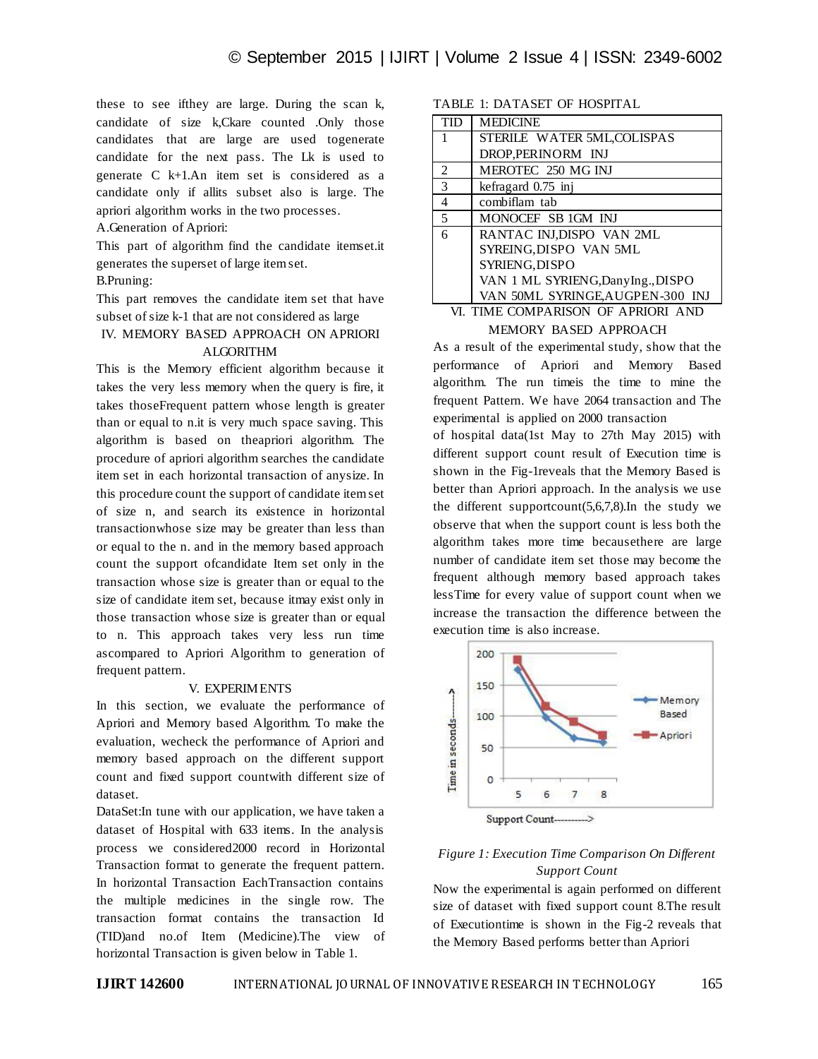these to see ifthey are large. During the scan k, candidate of size k,Ckare counted .Only those candidates that are large are used togenerate candidate for the next pass. The Lk is used to generate C k+1.An item set is considered as a candidate only if allits subset also is large. The apriori algorithm works in the two processes.

A.Generation of Apriori:

This part of algorithm find the candidate itemset.it generates the superset of large item set.

B.Pruning:

This part removes the candidate item set that have subset of size k-1 that are not considered as large

## IV. MEMORY BASED APPROACH ON APRIORI ALGORITHM

This is the Memory efficient algorithm because it takes the very less memory when the query is fire, it takes thoseFrequent pattern whose length is greater than or equal to n.it is very much space saving. This algorithm is based on theapriori algorithm. The procedure of apriori algorithm searches the candidate item set in each horizontal transaction of anysize. In this procedure count the support of candidate item set of size n, and search its existence in horizontal transactionwhose size may be greater than less than or equal to the n. and in the memory based approach count the support ofcandidate Item set only in the transaction whose size is greater than or equal to the size of candidate item set, because itmay exist only in those transaction whose size is greater than or equal to n. This approach takes very less run time ascompared to Apriori Algorithm to generation of frequent pattern.

## V. EXPERIMENTS

In this section, we evaluate the performance of Apriori and Memory based Algorithm. To make the evaluation, wecheck the performance of Apriori and memory based approach on the different support count and fixed support countwith different size of dataset.

DataSet:In tune with our application, we have taken a dataset of Hospital with 633 items. In the analysis process we considered2000 record in Horizontal Transaction format to generate the frequent pattern. In horizontal Transaction EachTransaction contains the multiple medicines in the single row. The transaction format contains the transaction Id (TID)and no.of Item (Medicine).The view of horizontal Transaction is given below in Table 1.

TABLE 1: DATASET OF HOSPITAL

| TID | MEDICINE |
|---|---|
| 1 | STERILE WATER 5ML,COLISPAS DROP,PERINORM INJ |
| 2 | MEROTEC 250 MG INJ |
| 3 | kefragard 0.75 inj |
| 4 | combiflam tab |
| 5 | MONOCEF SB 1GM INJ |
| 6 | RANTAC INJ,DISPO VAN 2ML SYREING,DISPO VAN 5ML SYRIENG,DISPO VAN 1 ML SYRIENG,DanyIng.,DISPO VAN 50ML SYRINGE,AUGPEN-300 INJ |

## VI. TIME COMPARISON OF APRIORI AND MEMORY BASED APPROACH

As a result of the experimental study, show that the performance of Apriori and Memory Based algorithm. The run timeis the time to mine the frequent Pattern. We have 2064 transaction and The experimental is applied on 2000 transaction of hospital data(1st May to 27th May 2015) with different support count result of Execution time is shown in the Fig-1reveals that the Memory Based is better than Apriori approach. In the analysis we use the different supportcount(5,6,7,8).In the study we observe that when the support count is less both the algorithm takes more time becausethere are large number of candidate item set those may become the frequent although memory based approach takes lessTime for every value of support count when we increase the transaction the difference between the execution time is also increase.

*Figure 1: Execution Time Comparison On Different Support Count*

Now the experimental is again performed on different size of dataset with fixed support count 8.The result of Executiontime is shown in the Fig-2 reveals that the Memory Based performs better than Apriori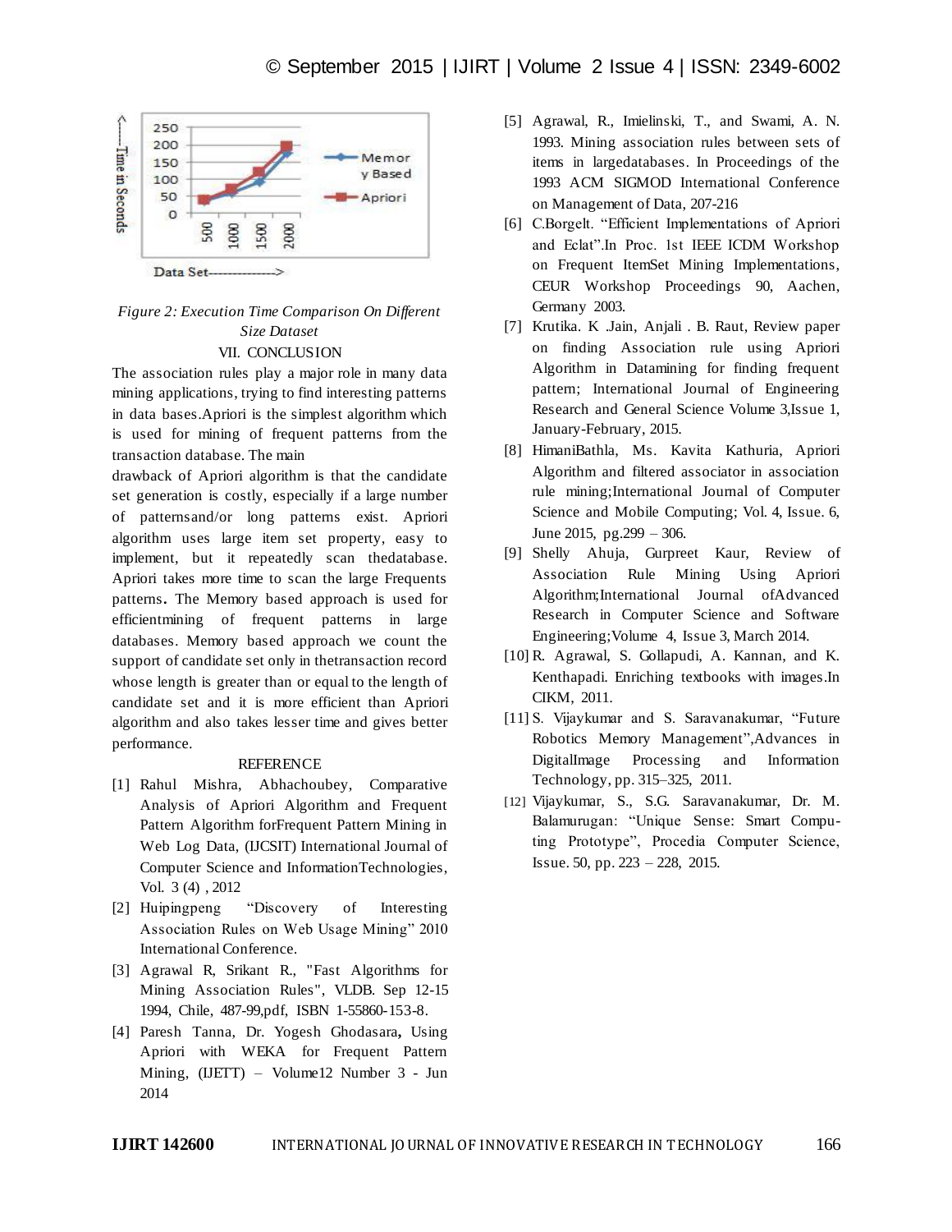<---Time in Seconds

250
200
150
100
50
0

500
1000
1500
2000

Data Set-------------->

Memory Based
Apriori

*Figure 2: Execution Time Comparison On Different Size Dataset*

## VII. CONCLUSION

The association rules play a major role in many data mining applications, trying to find interesting patterns in data bases.Apriori is the simplest algorithm which is used for mining of frequent patterns from the transaction database. The main drawback of Apriori algorithm is that the candidate set generation is costly, especially if a large number of patternsand/or long patterns exist. Apriori algorithm uses large item set property, easy to implement, but it repeatedly scan thedatabase. Apriori takes more time to scan the large Frequents patterns**.** The Memory based approach is used for efficientmining of frequent patterns in large databases. Memory based approach we count the support of candidate set only in thetransaction record whose length is greater than or equal to the length of candidate set and it is more efficient than Apriori algorithm and also takes lesser time and gives better performance.

## REFERENCE

[1] Rahul Mishra, Abhachoubey, Comparative Analysis of Apriori Algorithm and Frequent Pattern Algorithm forFrequent Pattern Mining in Web Log Data, (IJCSIT) International Journal of Computer Science and InformationTechnologies, Vol. 3 (4) , 2012

[2] Huipingpeng "Discovery of Interesting Association Rules on Web Usage Mining" 2010 International Conference.

[3] Agrawal R, Srikant R., "Fast Algorithms for Mining Association Rules", VLDB. Sep 12-15 1994, Chile, 487-99,pdf, ISBN 1-55860-153-8.

[4] Paresh Tanna, Dr. Yogesh Ghodasara**,** Using Apriori with WEKA for Frequent Pattern Mining, (IJETT) – Volume12 Number 3 - Jun 2014

[5] Agrawal, R., Imielinski, T., and Swami, A. N. 1993. Mining association rules between sets of items in largedatabases. In Proceedings of the 1993 ACM SIGMOD International Conference on Management of Data, 207-216

[6] C.Borgelt. "Efficient Implementations of Apriori and Eclat".In Proc. 1st IEEE ICDM Workshop on Frequent ItemSet Mining Implementations, CEUR Workshop Proceedings 90, Aachen, Germany 2003.

[7] Krutika. K .Jain, Anjali . B. Raut, Review paper on finding Association rule using Apriori Algorithm in Datamining for finding frequent pattern; International Journal of Engineering Research and General Science Volume 3,Issue 1, January-February, 2015.

[8] HimaniBathla, Ms. Kavita Kathuria, Apriori Algorithm and filtered associator in association rule mining;International Journal of Computer Science and Mobile Computing; Vol. 4, Issue. 6, June 2015, pg.299 – 306.

[9] Shelly Ahuja, Gurpreet Kaur, Review of Association Rule Mining Using Apriori Algorithm;International Journal ofAdvanced Research in Computer Science and Software Engineering;Volume 4, Issue 3, March 2014.

[10] R. Agrawal, S. Gollapudi, A. Kannan, and K. Kenthapadi. Enriching textbooks with images.In CIKM, 2011.

[11] S. Vijaykumar and S. Saravanakumar, "Future Robotics Memory Management",Advances in DigitalImage Processing and Information Technology, pp. 315–325, 2011.

[12] Vijaykumar, S., S.G. Saravanakumar, Dr. M. Balamurugan: "Unique Sense: Smart Computing Prototype", Procedia Computer Science, Issue. 50, pp. 223 – 228, 2015.